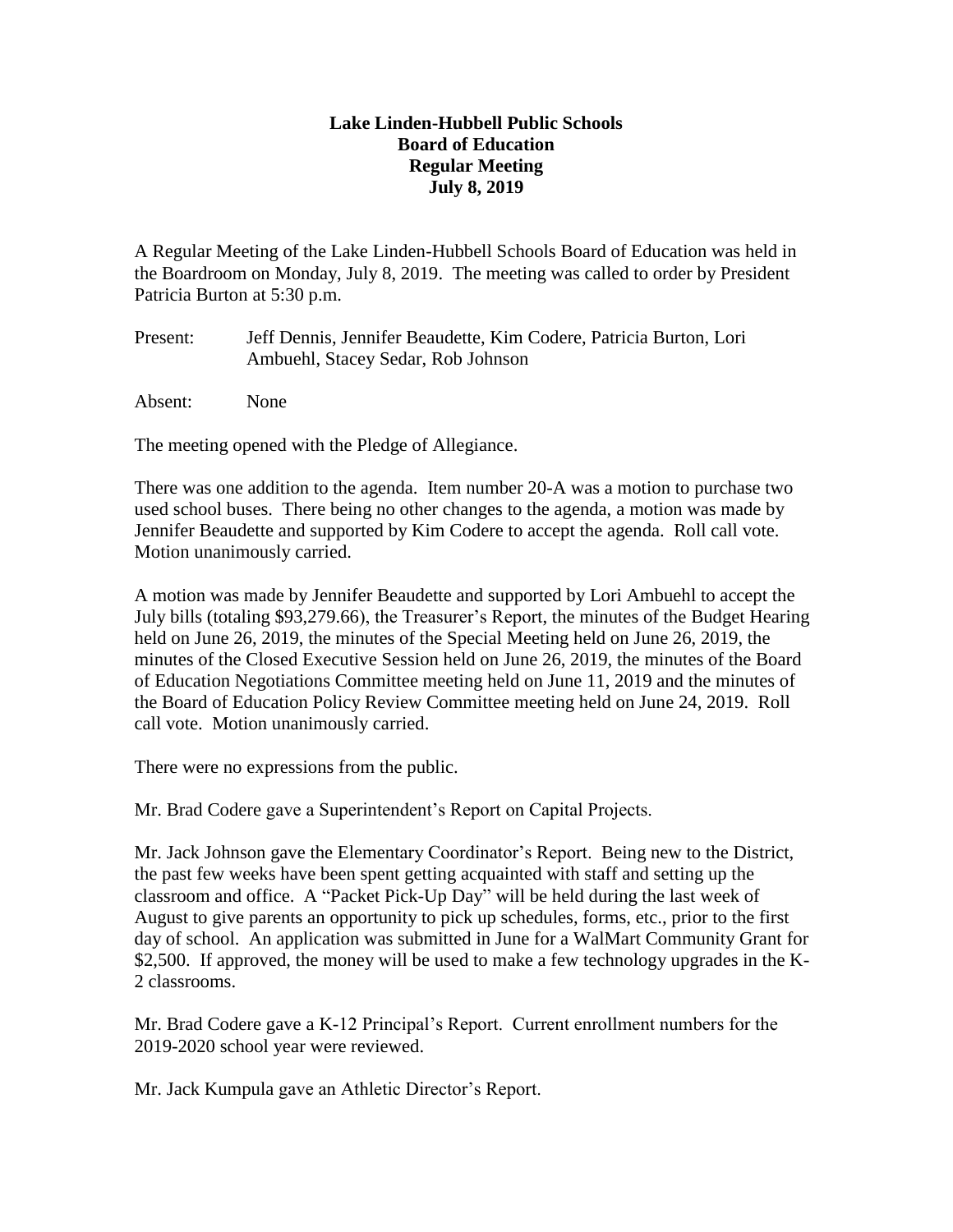# Lake Linden-Hubbell Public Schools
## Board of Education
## Regular Meeting
## July 8, 2019

A Regular Meeting of the Lake Linden-Hubbell Schools Board of Education was held in the Boardroom on Monday, July 8, 2019. The meeting was called to order by President Patricia Burton at 5:30 p.m.

Present: Jeff Dennis, Jennifer Beaudette, Kim Codere, Patricia Burton, Lori Ambuehl, Stacey Sedar, Rob Johnson

Absent: None

The meeting opened with the Pledge of Allegiance.

There was one addition to the agenda. Item number 20-A was a motion to purchase two used school buses. There being no other changes to the agenda, a motion was made by Jennifer Beaudette and supported by Kim Codere to accept the agenda. Roll call vote. Motion unanimously carried.

A motion was made by Jennifer Beaudette and supported by Lori Ambuehl to accept the July bills (totaling $93,279.66), the Treasurer's Report, the minutes of the Budget Hearing held on June 26, 2019, the minutes of the Special Meeting held on June 26, 2019, the minutes of the Closed Executive Session held on June 26, 2019, the minutes of the Board of Education Negotiations Committee meeting held on June 11, 2019 and the minutes of the Board of Education Policy Review Committee meeting held on June 24, 2019. Roll call vote. Motion unanimously carried.

There were no expressions from the public.

Mr. Brad Codere gave a Superintendent's Report on Capital Projects.

Mr. Jack Johnson gave the Elementary Coordinator's Report. Being new to the District, the past few weeks have been spent getting acquainted with staff and setting up the classroom and office. A "Packet Pick-Up Day" will be held during the last week of August to give parents an opportunity to pick up schedules, forms, etc., prior to the first day of school. An application was submitted in June for a WalMart Community Grant for $2,500. If approved, the money will be used to make a few technology upgrades in the K-2 classrooms.

Mr. Brad Codere gave a K-12 Principal's Report. Current enrollment numbers for the 2019-2020 school year were reviewed.

Mr. Jack Kumpula gave an Athletic Director's Report.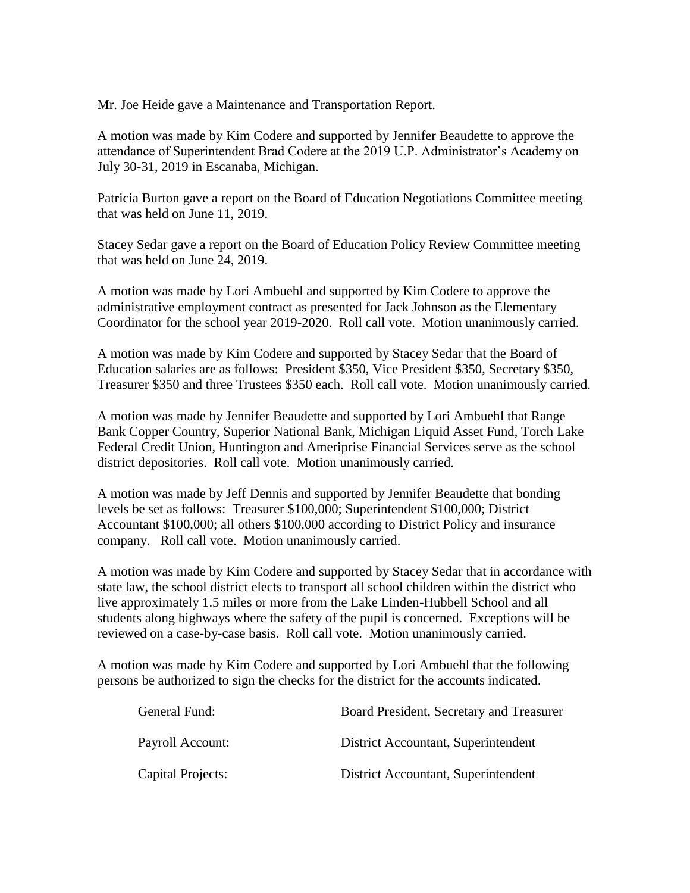Mr. Joe Heide gave a Maintenance and Transportation Report.

A motion was made by Kim Codere and supported by Jennifer Beaudette to approve the attendance of Superintendent Brad Codere at the 2019 U.P. Administrator's Academy on July 30-31, 2019 in Escanaba, Michigan.

Patricia Burton gave a report on the Board of Education Negotiations Committee meeting that was held on June 11, 2019.

Stacey Sedar gave a report on the Board of Education Policy Review Committee meeting that was held on June 24, 2019.

A motion was made by Lori Ambuehl and supported by Kim Codere to approve the administrative employment contract as presented for Jack Johnson as the Elementary Coordinator for the school year 2019-2020. Roll call vote. Motion unanimously carried.

A motion was made by Kim Codere and supported by Stacey Sedar that the Board of Education salaries are as follows: President $350, Vice President $350, Secretary $350, Treasurer $350 and three Trustees $350 each. Roll call vote. Motion unanimously carried.

A motion was made by Jennifer Beaudette and supported by Lori Ambuehl that Range Bank Copper Country, Superior National Bank, Michigan Liquid Asset Fund, Torch Lake Federal Credit Union, Huntington and Ameriprise Financial Services serve as the school district depositories. Roll call vote. Motion unanimously carried.

A motion was made by Jeff Dennis and supported by Jennifer Beaudette that bonding levels be set as follows: Treasurer $100,000; Superintendent $100,000; District Accountant $100,000; all others $100,000 according to District Policy and insurance company. Roll call vote. Motion unanimously carried.

A motion was made by Kim Codere and supported by Stacey Sedar that in accordance with state law, the school district elects to transport all school children within the district who live approximately 1.5 miles or more from the Lake Linden-Hubbell School and all students along highways where the safety of the pupil is concerned. Exceptions will be reviewed on a case-by-case basis. Roll call vote. Motion unanimously carried.

A motion was made by Kim Codere and supported by Lori Ambuehl that the following persons be authorized to sign the checks for the district for the accounts indicated.

| | |
|---|---|
| General Fund: | Board President, Secretary and Treasurer |
| Payroll Account: | District Accountant, Superintendent |
| Capital Projects: | District Accountant, Superintendent |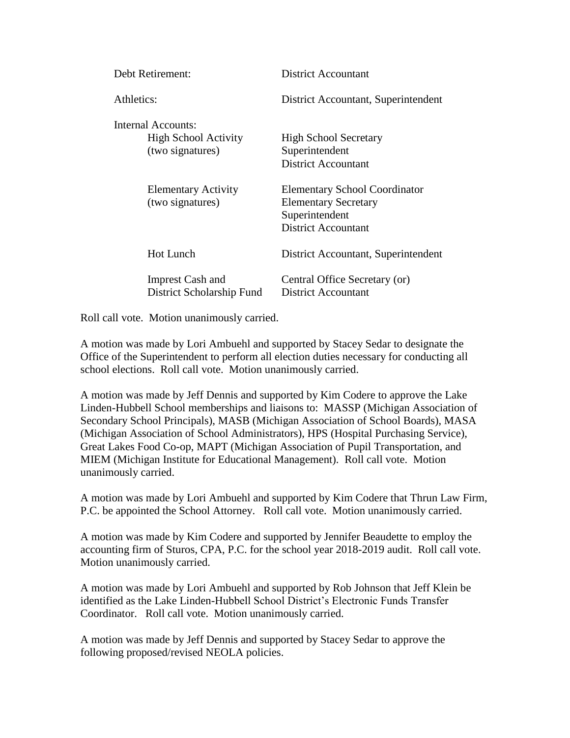| | |
|---|---|
| Debt Retirement: | District Accountant |
| Athletics: | District Accountant, Superintendent |
| Internal Accounts: | |
| High School Activity (two signatures) | High School Secretary<br>Superintendent<br>District Accountant |
| Elementary Activity (two signatures) | Elementary School Coordinator<br>Elementary Secretary<br>Superintendent<br>District Accountant |
| Hot Lunch | District Accountant, Superintendent |
| Imprest Cash and District Scholarship Fund | Central Office Secretary (or)<br>District Accountant |

Roll call vote. Motion unanimously carried.

A motion was made by Lori Ambuehl and supported by Stacey Sedar to designate the Office of the Superintendent to perform all election duties necessary for conducting all school elections. Roll call vote. Motion unanimously carried.

A motion was made by Jeff Dennis and supported by Kim Codere to approve the Lake Linden-Hubbell School memberships and liaisons to: MASSP (Michigan Association of Secondary School Principals), MASB (Michigan Association of School Boards), MASA (Michigan Association of School Administrators), HPS (Hospital Purchasing Service), Great Lakes Food Co-op, MAPT (Michigan Association of Pupil Transportation, and MIEM (Michigan Institute for Educational Management). Roll call vote. Motion unanimously carried.

A motion was made by Lori Ambuehl and supported by Kim Codere that Thrun Law Firm, P.C. be appointed the School Attorney. Roll call vote. Motion unanimously carried.

A motion was made by Kim Codere and supported by Jennifer Beaudette to employ the accounting firm of Sturos, CPA, P.C. for the school year 2018-2019 audit. Roll call vote. Motion unanimously carried.

A motion was made by Lori Ambuehl and supported by Rob Johnson that Jeff Klein be identified as the Lake Linden-Hubbell School District's Electronic Funds Transfer Coordinator. Roll call vote. Motion unanimously carried.

A motion was made by Jeff Dennis and supported by Stacey Sedar to approve the following proposed/revised NEOLA policies.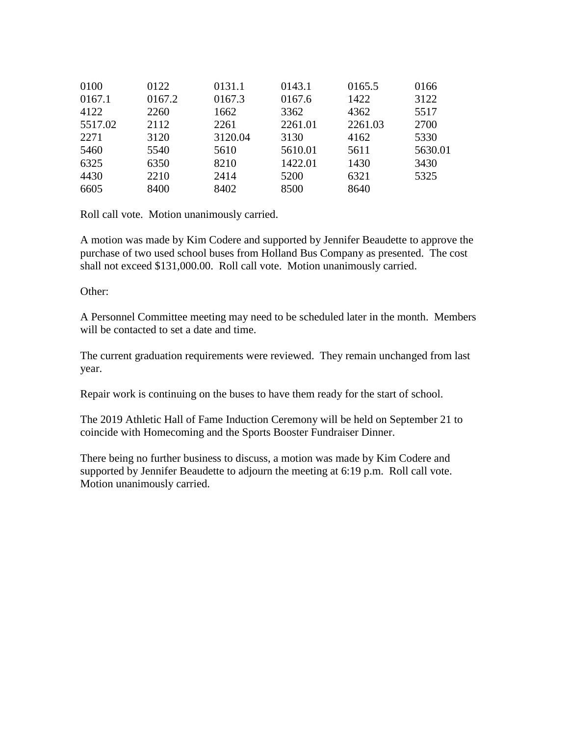| | | | | | |
|---|---|---|---|---|---|
| 0100 | 0122 | 0131.1 | 0143.1 | 0165.5 | 0166 |
| 0167.1 | 0167.2 | 0167.3 | 0167.6 | 1422 | 3122 |
| 4122 | 2260 | 1662 | 3362 | 4362 | 5517 |
| 5517.02 | 2112 | 2261 | 2261.01 | 2261.03 | 2700 |
| 2271 | 3120 | 3120.04 | 3130 | 4162 | 5330 |
| 5460 | 5540 | 5610 | 5610.01 | 5611 | 5630.01 |
| 6325 | 6350 | 8210 | 1422.01 | 1430 | 3430 |
| 4430 | 2210 | 2414 | 5200 | 6321 | 5325 |
| 6605 | 8400 | 8402 | 8500 | 8640 | |

Roll call vote. Motion unanimously carried.

A motion was made by Kim Codere and supported by Jennifer Beaudette to approve the purchase of two used school buses from Holland Bus Company as presented. The cost shall not exceed $131,000.00. Roll call vote. Motion unanimously carried.

Other:

A Personnel Committee meeting may need to be scheduled later in the month. Members will be contacted to set a date and time.

The current graduation requirements were reviewed. They remain unchanged from last year.

Repair work is continuing on the buses to have them ready for the start of school.

The 2019 Athletic Hall of Fame Induction Ceremony will be held on September 21 to coincide with Homecoming and the Sports Booster Fundraiser Dinner.

There being no further business to discuss, a motion was made by Kim Codere and supported by Jennifer Beaudette to adjourn the meeting at 6:19 p.m. Roll call vote. Motion unanimously carried.